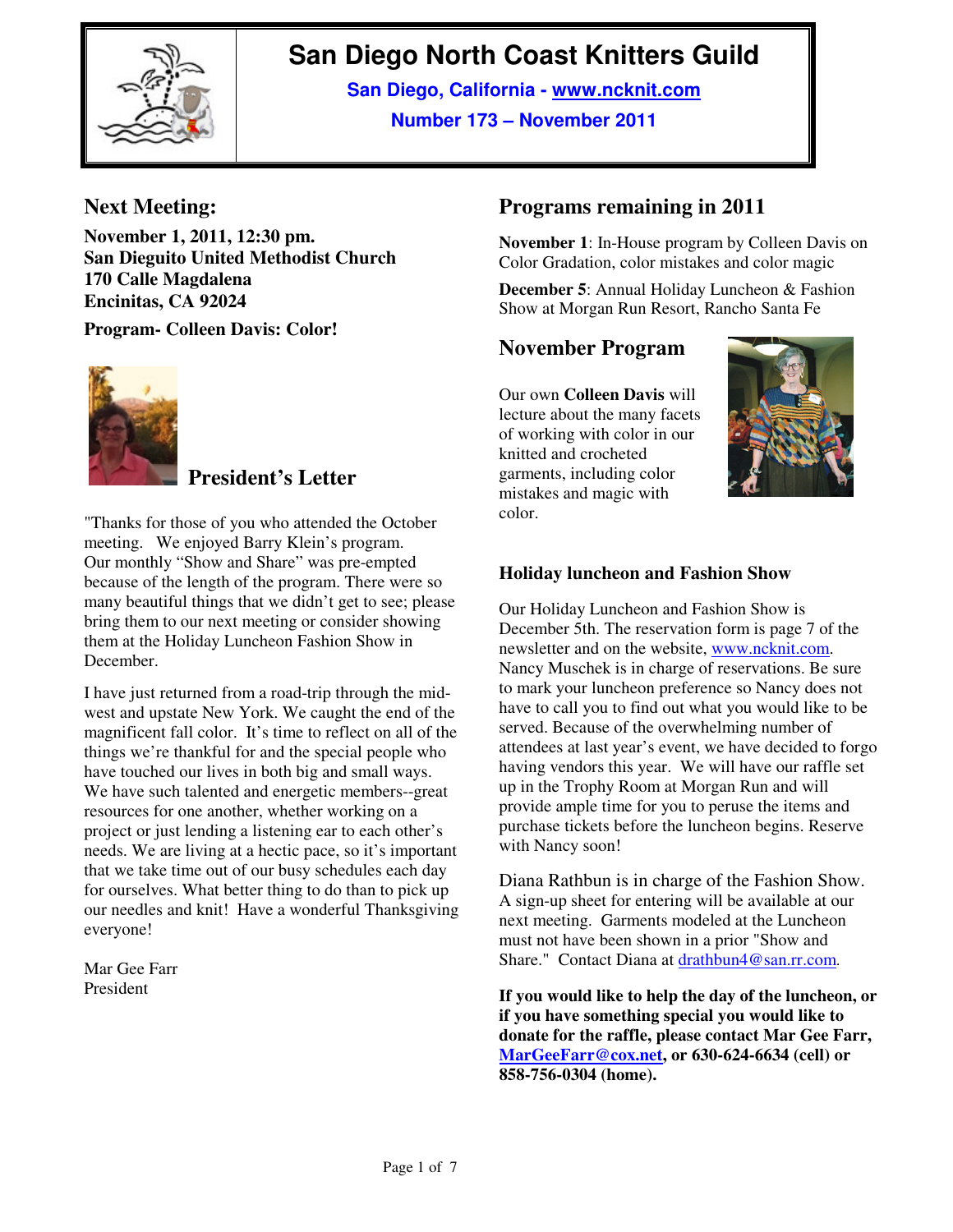# San Diego North Coast Knitters Guild

**San Diego, California - www.ncknit.com**

**Number 173 – November 2011**

## Next Meeting:

**November 1, 2011, 12:30 pm.**
**San Dieguito United Methodist Church**
**170 Calle Magdalena**
**Encinitas, CA 92024**

**Program- Colleen Davis: Color!**

## President's Letter

"Thanks for those of you who attended the October meeting. We enjoyed Barry Klein's program. Our monthly "Show and Share" was pre-empted because of the length of the program. There were so many beautiful things that we didn't get to see; please bring them to our next meeting or consider showing them at the Holiday Luncheon Fashion Show in December.

I have just returned from a road-trip through the mid-west and upstate New York. We caught the end of the magnificent fall color. It's time to reflect on all of the things we're thankful for and the special people who have touched our lives in both big and small ways. We have such talented and energetic members--great resources for one another, whether working on a project or just lending a listening ear to each other's needs. We are living at a hectic pace, so it's important that we take time out of our busy schedules each day for ourselves. What better thing to do than to pick up our needles and knit! Have a wonderful Thanksgiving everyone!

Mar Gee Farr
President

## Programs remaining in 2011

**November 1**: In-House program by Colleen Davis on Color Gradation, color mistakes and color magic

**December 5**: Annual Holiday Luncheon & Fashion Show at Morgan Run Resort, Rancho Santa Fe

## November Program

Our own **Colleen Davis** will lecture about the many facets of working with color in our knitted and crocheted garments, including color mistakes and magic with color.

### Holiday luncheon and Fashion Show

Our Holiday Luncheon and Fashion Show is December 5th. The reservation form is page 7 of the newsletter and on the website, www.ncknit.com. Nancy Muschek is in charge of reservations. Be sure to mark your luncheon preference so Nancy does not have to call you to find out what you would like to be served. Because of the overwhelming number of attendees at last year's event, we have decided to forgo having vendors this year. We will have our raffle set up in the Trophy Room at Morgan Run and will provide ample time for you to peruse the items and purchase tickets before the luncheon begins. Reserve with Nancy soon!

Diana Rathbun is in charge of the Fashion Show. A sign-up sheet for entering will be available at our next meeting. Garments modeled at the Luncheon must not have been shown in a prior "Show and Share." Contact Diana at drathbun4@san.rr.com.

**If you would like to help the day of the luncheon, or if you have something special you would like to donate for the raffle, please contact Mar Gee Farr, MarGeeFarr@cox.net, or 630-624-6634 (cell) or 858-756-0304 (home).**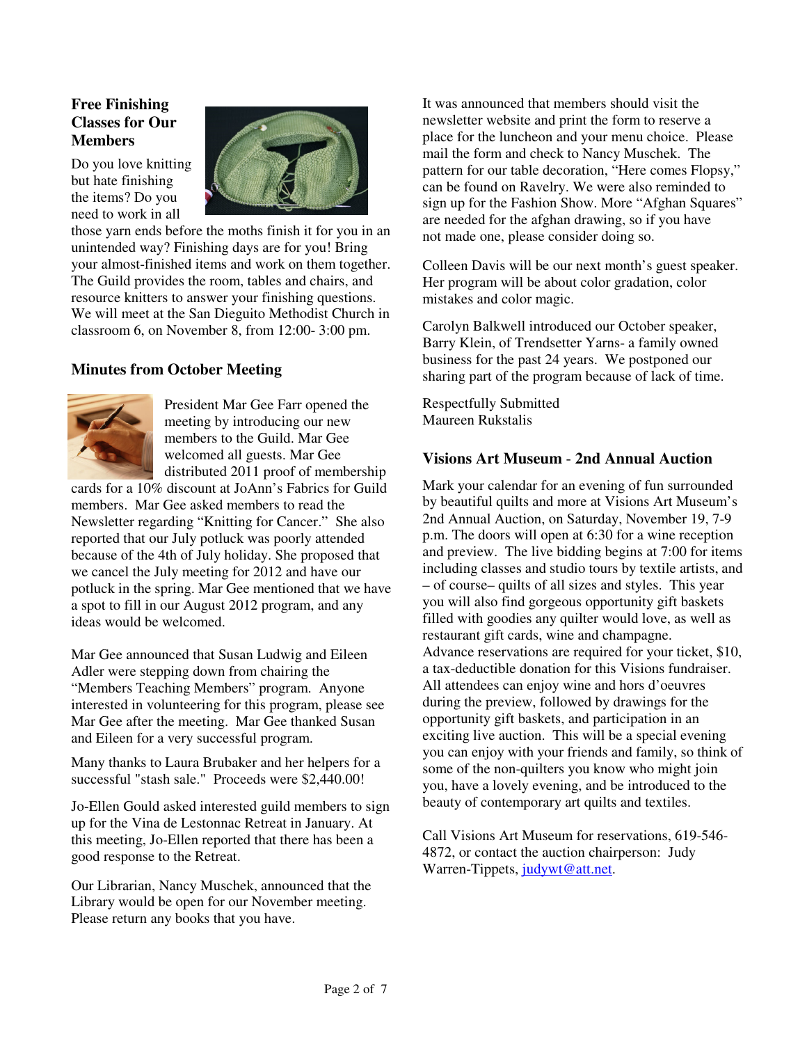### Free Finishing Classes for Our Members

Do you love knitting but hate finishing the items? Do you need to work in all those yarn ends before the moths finish it for you in an unintended way? Finishing days are for you! Bring your almost-finished items and work on them together. The Guild provides the room, tables and chairs, and resource knitters to answer your finishing questions. We will meet at the San Dieguito Methodist Church in classroom 6, on November 8, from 12:00- 3:00 pm.

### Minutes from October Meeting

President Mar Gee Farr opened the meeting by introducing our new members to the Guild. Mar Gee welcomed all guests. Mar Gee distributed 2011 proof of membership cards for a 10% discount at JoAnn's Fabrics for Guild members. Mar Gee asked members to read the Newsletter regarding "Knitting for Cancer." She also reported that our July potluck was poorly attended because of the 4th of July holiday. She proposed that we cancel the July meeting for 2012 and have our potluck in the spring. Mar Gee mentioned that we have a spot to fill in our August 2012 program, and any ideas would be welcomed.

Mar Gee announced that Susan Ludwig and Eileen Adler were stepping down from chairing the "Members Teaching Members" program. Anyone interested in volunteering for this program, please see Mar Gee after the meeting. Mar Gee thanked Susan and Eileen for a very successful program.

Many thanks to Laura Brubaker and her helpers for a successful "stash sale." Proceeds were $2,440.00!

Jo-Ellen Gould asked interested guild members to sign up for the Vina de Lestonnac Retreat in January. At this meeting, Jo-Ellen reported that there has been a good response to the Retreat.

Our Librarian, Nancy Muschek, announced that the Library would be open for our November meeting. Please return any books that you have.

It was announced that members should visit the newsletter website and print the form to reserve a place for the luncheon and your menu choice. Please mail the form and check to Nancy Muschek. The pattern for our table decoration, "Here comes Flopsy," can be found on Ravelry. We were also reminded to sign up for the Fashion Show. More "Afghan Squares" are needed for the afghan drawing, so if you have not made one, please consider doing so.

Colleen Davis will be our next month's guest speaker. Her program will be about color gradation, color mistakes and color magic.

Carolyn Balkwell introduced our October speaker, Barry Klein, of Trendsetter Yarns- a family owned business for the past 24 years. We postponed our sharing part of the program because of lack of time.

Respectfully Submitted
Maureen Rukstalis

### Visions Art Museum - 2nd Annual Auction

Mark your calendar for an evening of fun surrounded by beautiful quilts and more at Visions Art Museum's 2nd Annual Auction, on Saturday, November 19, 7-9 p.m. The doors will open at 6:30 for a wine reception and preview. The live bidding begins at 7:00 for items including classes and studio tours by textile artists, and – of course– quilts of all sizes and styles. This year you will also find gorgeous opportunity gift baskets filled with goodies any quilter would love, as well as restaurant gift cards, wine and champagne.
Advance reservations are required for your ticket, $10, a tax-deductible donation for this Visions fundraiser. All attendees can enjoy wine and hors d'oeuvres during the preview, followed by drawings for the opportunity gift baskets, and participation in an exciting live auction. This will be a special evening you can enjoy with your friends and family, so think of some of the non-quilters you know who might join you, have a lovely evening, and be introduced to the beauty of contemporary art quilts and textiles.

Call Visions Art Museum for reservations, 619-546-4872, or contact the auction chairperson: Judy Warren-Tippets, judywt@att.net.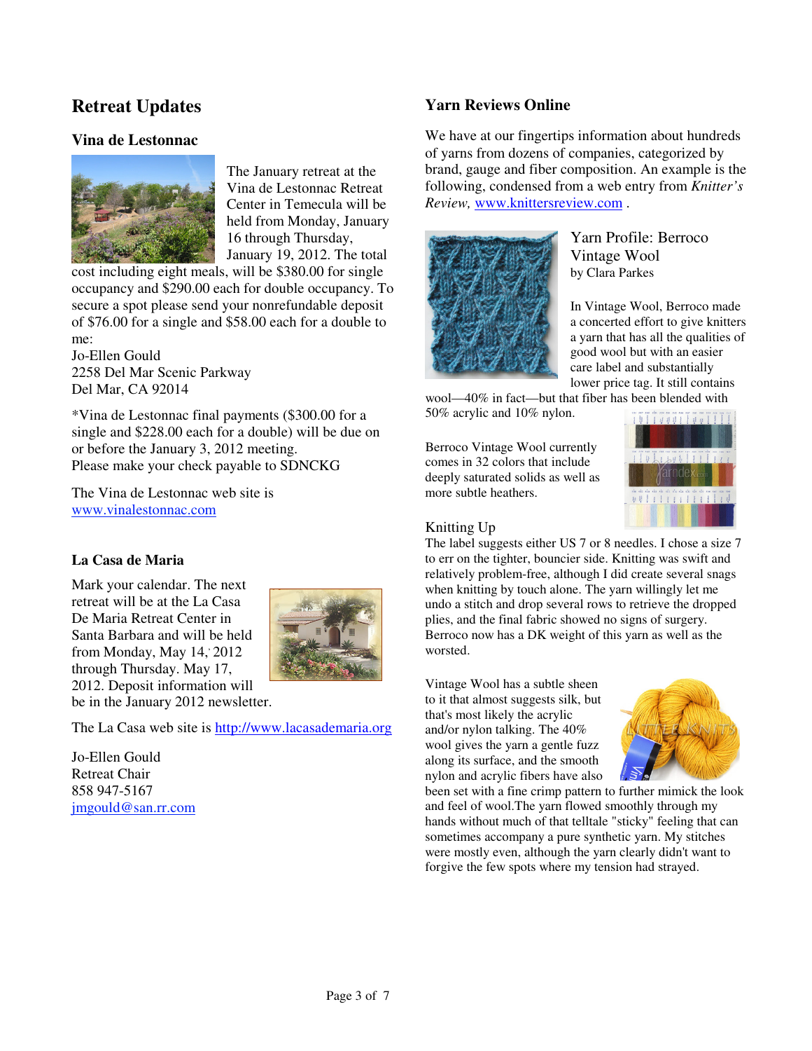## Retreat Updates

### Vina de Lestonnac

The January retreat at the Vina de Lestonnac Retreat Center in Temecula will be held from Monday, January 16 through Thursday, January 19, 2012. The total cost including eight meals, will be $380.00 for single occupancy and $290.00 each for double occupancy. To secure a spot please send your nonrefundable deposit of $76.00 for a single and $58.00 each for a double to me:
Jo-Ellen Gould
2258 Del Mar Scenic Parkway
Del Mar, CA 92014

*Vina de Lestonnac final payments ($300.00 for a single and $228.00 each for a double) will be due on or before the January 3, 2012 meeting.
Please make your check payable to SDNCKG

The Vina de Lestonnac web site is www.vinalestonnac.com

### La Casa de Maria

Mark your calendar. The next retreat will be at the La Casa De Maria Retreat Center in Santa Barbara and will be held from Monday, May 14, 2012 through Thursday. May 17, 2012. Deposit information will be in the January 2012 newsletter.

The La Casa web site is http://www.lacasademaria.org

Jo-Ellen Gould
Retreat Chair
858 947-5167
jmgould@san.rr.com

## Yarn Reviews Online

We have at our fingertips information about hundreds of yarns from dozens of companies, categorized by brand, gauge and fiber composition. An example is the following, condensed from a web entry from *Knitter's Review,* www.knittersreview.com .

### Yarn Profile: Berroco Vintage Wool

by Clara Parkes

In Vintage Wool, Berroco made a concerted effort to give knitters a yarn that has all the qualities of good wool but with an easier care label and substantially lower price tag. It still contains wool—40% in fact—but that fiber has been blended with 50% acrylic and 10% nylon.

Berroco Vintage Wool currently comes in 32 colors that include deeply saturated solids as well as more subtle heathers.

#### Knitting Up

The label suggests either US 7 or 8 needles. I chose a size 7 to err on the tighter, bouncier side. Knitting was swift and relatively problem-free, although I did create several snags when knitting by touch alone. The yarn willingly let me undo a stitch and drop several rows to retrieve the dropped plies, and the final fabric showed no signs of surgery. Berroco now has a DK weight of this yarn as well as the worsted.

Vintage Wool has a subtle sheen to it that almost suggests silk, but that's most likely the acrylic and/or nylon talking. The 40% wool gives the yarn a gentle fuzz along its surface, and the smooth nylon and acrylic fibers have also been set with a fine crimp pattern to further mimick the look and feel of wool.The yarn flowed smoothly through my hands without much of that telltale "sticky" feeling that can sometimes accompany a pure synthetic yarn. My stitches were mostly even, although the yarn clearly didn't want to forgive the few spots where my tension had strayed.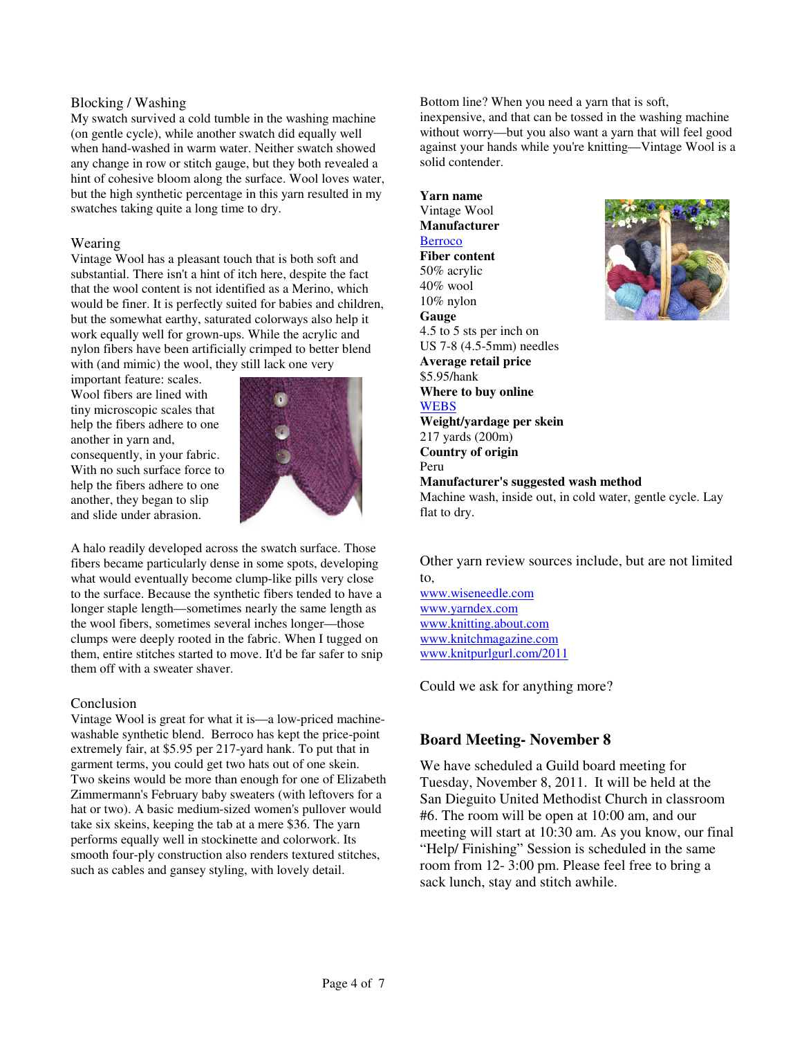## Blocking / Washing

My swatch survived a cold tumble in the washing machine (on gentle cycle), while another swatch did equally well when hand-washed in warm water. Neither swatch showed any change in row or stitch gauge, but they both revealed a hint of cohesive bloom along the surface. Wool loves water, but the high synthetic percentage in this yarn resulted in my swatches taking quite a long time to dry.

## Wearing

Vintage Wool has a pleasant touch that is both soft and substantial. There isn't a hint of itch here, despite the fact that the wool content is not identified as a Merino, which would be finer. It is perfectly suited for babies and children, but the somewhat earthy, saturated colorways also help it work equally well for grown-ups. While the acrylic and nylon fibers have been artificially crimped to better blend with (and mimic) the wool, they still lack one very important feature: scales. Wool fibers are lined with tiny microscopic scales that help the fibers adhere to one another in yarn and, consequently, in your fabric. With no such surface force to help the fibers adhere to one another, they began to slip and slide under abrasion.

A halo readily developed across the swatch surface. Those fibers became particularly dense in some spots, developing what would eventually become clump-like pills very close to the surface. Because the synthetic fibers tended to have a longer staple length—sometimes nearly the same length as the wool fibers, sometimes several inches longer—those clumps were deeply rooted in the fabric. When I tugged on them, entire stitches started to move. It'd be far safer to snip them off with a sweater shaver.

## Conclusion

Vintage Wool is great for what it is—a low-priced machine-washable synthetic blend. Berroco has kept the price-point extremely fair, at $5.95 per 217-yard hank. To put that in garment terms, you could get two hats out of one skein. Two skeins would be more than enough for one of Elizabeth Zimmermann's February baby sweaters (with leftovers for a hat or two). A basic medium-sized women's pullover would take six skeins, keeping the tab at a mere $36. The yarn performs equally well in stockinette and colorwork. Its smooth four-ply construction also renders textured stitches, such as cables and gansey styling, with lovely detail.

Bottom line? When you need a yarn that is soft, inexpensive, and that can be tossed in the washing machine without worry—but you also want a yarn that will feel good against your hands while you're knitting—Vintage Wool is a solid contender.

**Yarn name**
Vintage Wool
**Manufacturer**
Berroco
**Fiber content**
50% acrylic
40% wool
10% nylon
**Gauge**
4.5 to 5 sts per inch on
US 7-8 (4.5-5mm) needles
**Average retail price**
$5.95/hank
**Where to buy online**
WEBS
**Weight/yardage per skein**
217 yards (200m)
**Country of origin**
Peru
**Manufacturer's suggested wash method**
Machine wash, inside out, in cold water, gentle cycle. Lay flat to dry.

Other yarn review sources include, but are not limited to,

www.wiseneedle.com
www.yarndex.com
www.knitting.about.com
www.knitchmagazine.com
www.knitpurlgurl.com/2011

Could we ask for anything more?

## Board Meeting- November 8

We have scheduled a Guild board meeting for Tuesday, November 8, 2011. It will be held at the San Dieguito United Methodist Church in classroom #6. The room will be open at 10:00 am, and our meeting will start at 10:30 am. As you know, our final "Help/ Finishing" Session is scheduled in the same room from 12- 3:00 pm. Please feel free to bring a sack lunch, stay and stitch awhile.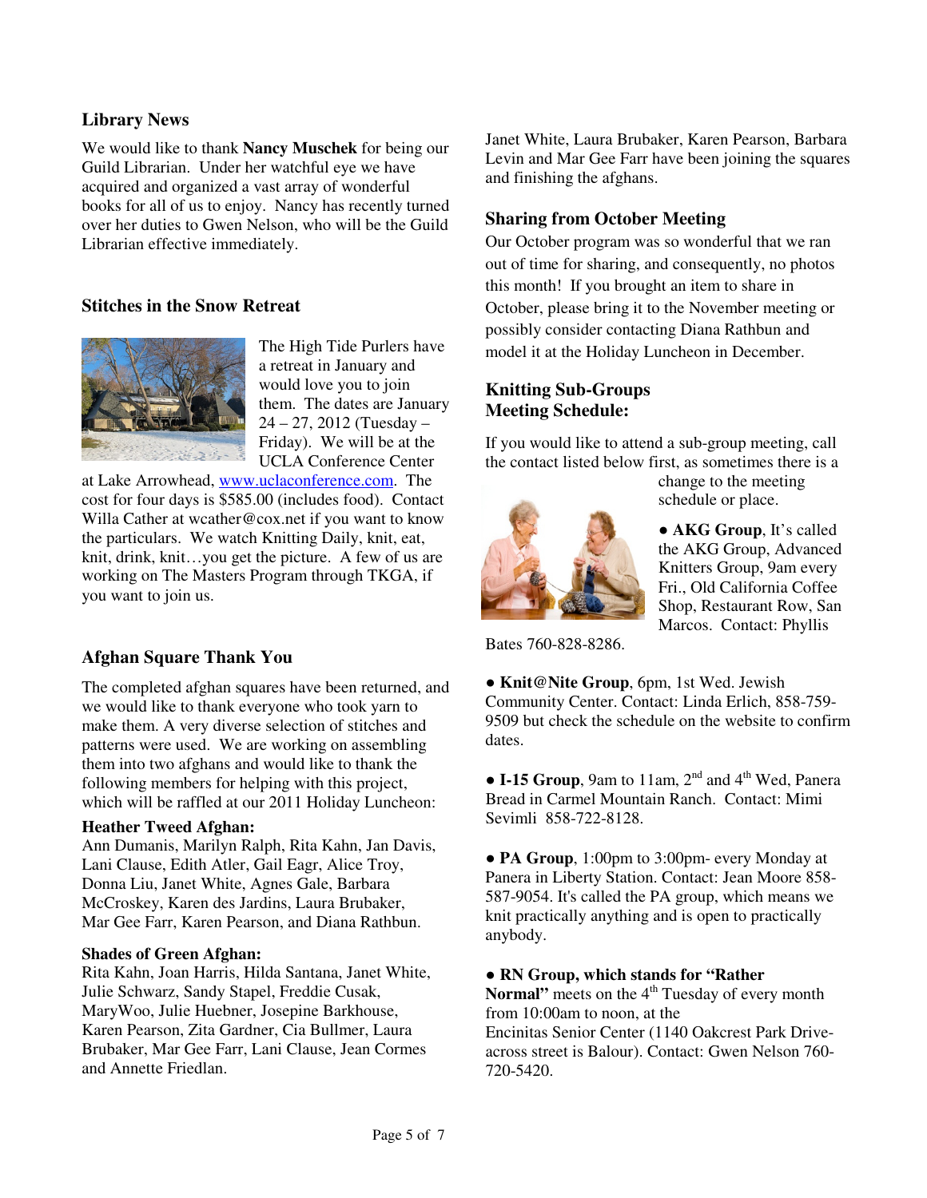## Library News

We would like to thank **Nancy Muschek** for being our Guild Librarian. Under her watchful eye we have acquired and organized a vast array of wonderful books for all of us to enjoy. Nancy has recently turned over her duties to Gwen Nelson, who will be the Guild Librarian effective immediately.

## Stitches in the Snow Retreat

The High Tide Purlers have a retreat in January and would love you to join them. The dates are January 24 – 27, 2012 (Tuesday – Friday). We will be at the UCLA Conference Center at Lake Arrowhead, www.uclaconference.com. The cost for four days is $585.00 (includes food). Contact Willa Cather at wcather@cox.net if you want to know the particulars. We watch Knitting Daily, knit, eat, knit, drink, knit…you get the picture. A few of us are working on The Masters Program through TKGA, if you want to join us.

## Afghan Square Thank You

The completed afghan squares have been returned, and we would like to thank everyone who took yarn to make them. A very diverse selection of stitches and patterns were used. We are working on assembling them into two afghans and would like to thank the following members for helping with this project, which will be raffled at our 2011 Holiday Luncheon:

**Heather Tweed Afghan:**
Ann Dumanis, Marilyn Ralph, Rita Kahn, Jan Davis, Lani Clause, Edith Atler, Gail Eagr, Alice Troy, Donna Liu, Janet White, Agnes Gale, Barbara McCroskey, Karen des Jardins, Laura Brubaker, Mar Gee Farr, Karen Pearson, and Diana Rathbun.

**Shades of Green Afghan:**
Rita Kahn, Joan Harris, Hilda Santana, Janet White, Julie Schwarz, Sandy Stapel, Freddie Cusak, MaryWoo, Julie Huebner, Josepine Barkhouse, Karen Pearson, Zita Gardner, Cia Bullmer, Laura Brubaker, Mar Gee Farr, Lani Clause, Jean Cormes and Annette Friedlan.

Janet White, Laura Brubaker, Karen Pearson, Barbara Levin and Mar Gee Farr have been joining the squares and finishing the afghans.

## Sharing from October Meeting

Our October program was so wonderful that we ran out of time for sharing, and consequently, no photos this month! If you brought an item to share in October, please bring it to the November meeting or possibly consider contacting Diana Rathbun and model it at the Holiday Luncheon in December.

## Knitting Sub-Groups Meeting Schedule:

If you would like to attend a sub-group meeting, call the contact listed below first, as sometimes there is a change to the meeting schedule or place.

- **AKG Group**, It's called the AKG Group, Advanced Knitters Group, 9am every Fri., Old California Coffee Shop, Restaurant Row, San Marcos. Contact: Phyllis Bates 760-828-8286.

- **Knit@Nite Group**, 6pm, 1st Wed. Jewish Community Center. Contact: Linda Erlich, 858-759-9509 but check the schedule on the website to confirm dates.

- **I-15 Group**, 9am to 11am, 2nd and 4th Wed, Panera Bread in Carmel Mountain Ranch. Contact: Mimi Sevimli 858-722-8128.

- **PA Group**, 1:00pm to 3:00pm- every Monday at Panera in Liberty Station. Contact: Jean Moore 858-587-9054. It's called the PA group, which means we knit practically anything and is open to practically anybody.

- **RN Group, which stands for "Rather Normal"** meets on the 4th Tuesday of every month from 10:00am to noon, at the Encinitas Senior Center (1140 Oakcrest Park Drive-across street is Balour). Contact: Gwen Nelson 760-720-5420.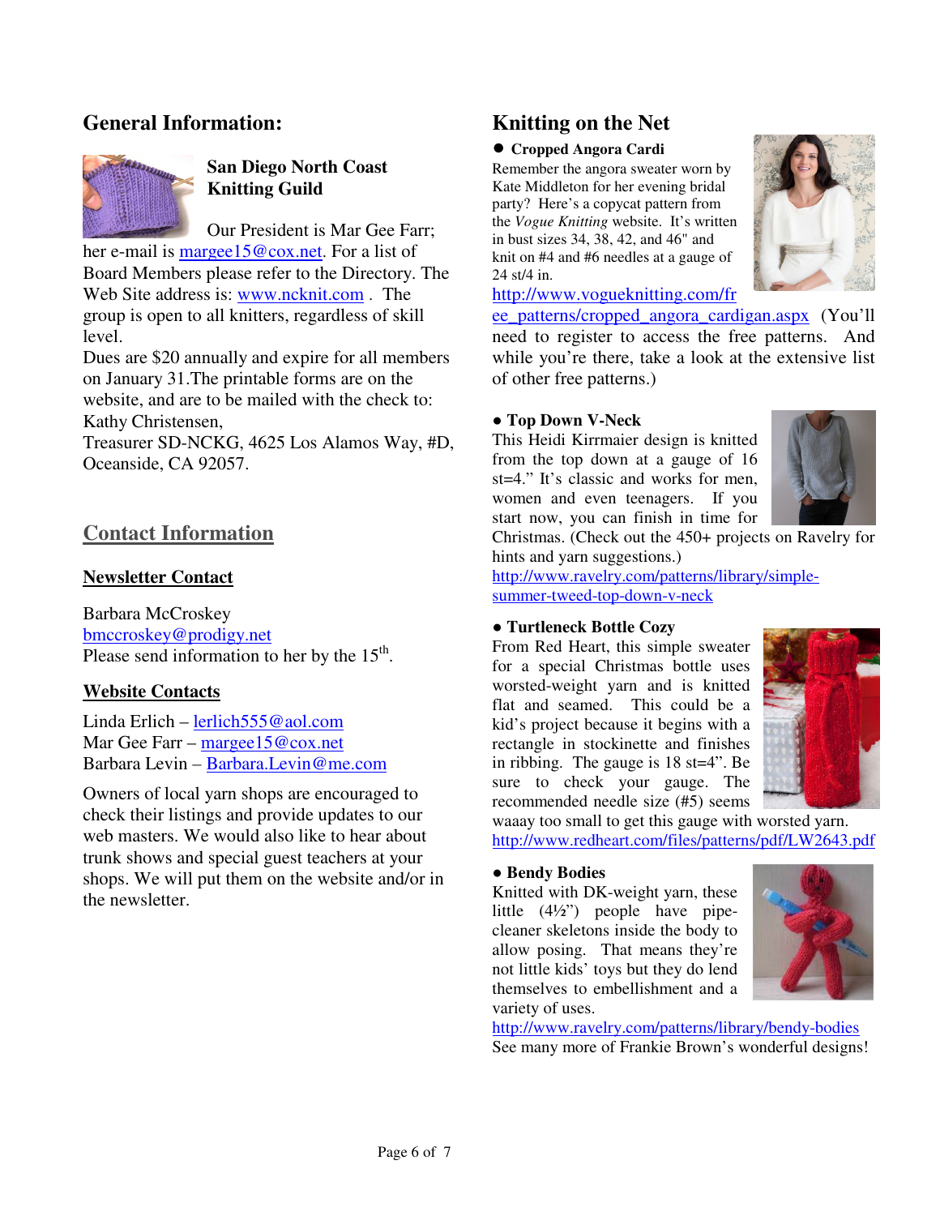## General Information:

### San Diego North Coast Knitting Guild

Our President is Mar Gee Farr; her e-mail is margee15@cox.net. For a list of Board Members please refer to the Directory. The Web Site address is: www.ncknit.com . The group is open to all knitters, regardless of skill level.

Dues are $20 annually and expire for all members on January 31.The printable forms are on the website, and are to be mailed with the check to: Kathy Christensen,
Treasurer SD-NCKG, 4625 Los Alamos Way, #D, Oceanside, CA 92057.

## Contact Information

### Newsletter Contact

Barbara McCroskey
bmccroskey@prodigy.net
Please send information to her by the 15th.

### Website Contacts

Linda Erlich – lerlich555@aol.com
Mar Gee Farr – margee15@cox.net
Barbara Levin – Barbara.Levin@me.com

Owners of local yarn shops are encouraged to check their listings and provide updates to our web masters. We would also like to hear about trunk shows and special guest teachers at your shops. We will put them on the website and/or in the newsletter.

## Knitting on the Net

- **Cropped Angora Cardi**

Remember the angora sweater worn by Kate Middleton for her evening bridal party? Here's a copycat pattern from the *Vogue Knitting* website. It's written in bust sizes 34, 38, 42, and 46" and knit on #4 and #6 needles at a gauge of 24 st/4 in.
http://www.vogueknitting.com/free_patterns/cropped_angora_cardigan.aspx (You'll need to register to access the free patterns. And while you're there, take a look at the extensive list of other free patterns.)

- **Top Down V-Neck**

This Heidi Kirrmaier design is knitted from the top down at a gauge of 16 st=4." It's classic and works for men, women and even teenagers. If you start now, you can finish in time for Christmas. (Check out the 450+ projects on Ravelry for hints and yarn suggestions.)
http://www.ravelry.com/patterns/library/simple-summer-tweed-top-down-v-neck

- **Turtleneck Bottle Cozy**

From Red Heart, this simple sweater for a special Christmas bottle uses worsted-weight yarn and is knitted flat and seamed. This could be a kid's project because it begins with a rectangle in stockinette and finishes in ribbing. The gauge is 18 st=4". Be sure to check your gauge. The recommended needle size (#5) seems waaay too small to get this gauge with worsted yarn.
http://www.redheart.com/files/patterns/pdf/LW2643.pdf

- **Bendy Bodies**

Knitted with DK-weight yarn, these little (4½") people have pipe-cleaner skeletons inside the body to allow posing. That means they're not little kids' toys but they do lend themselves to embellishment and a variety of uses.
http://www.ravelry.com/patterns/library/bendy-bodies
See many more of Frankie Brown's wonderful designs!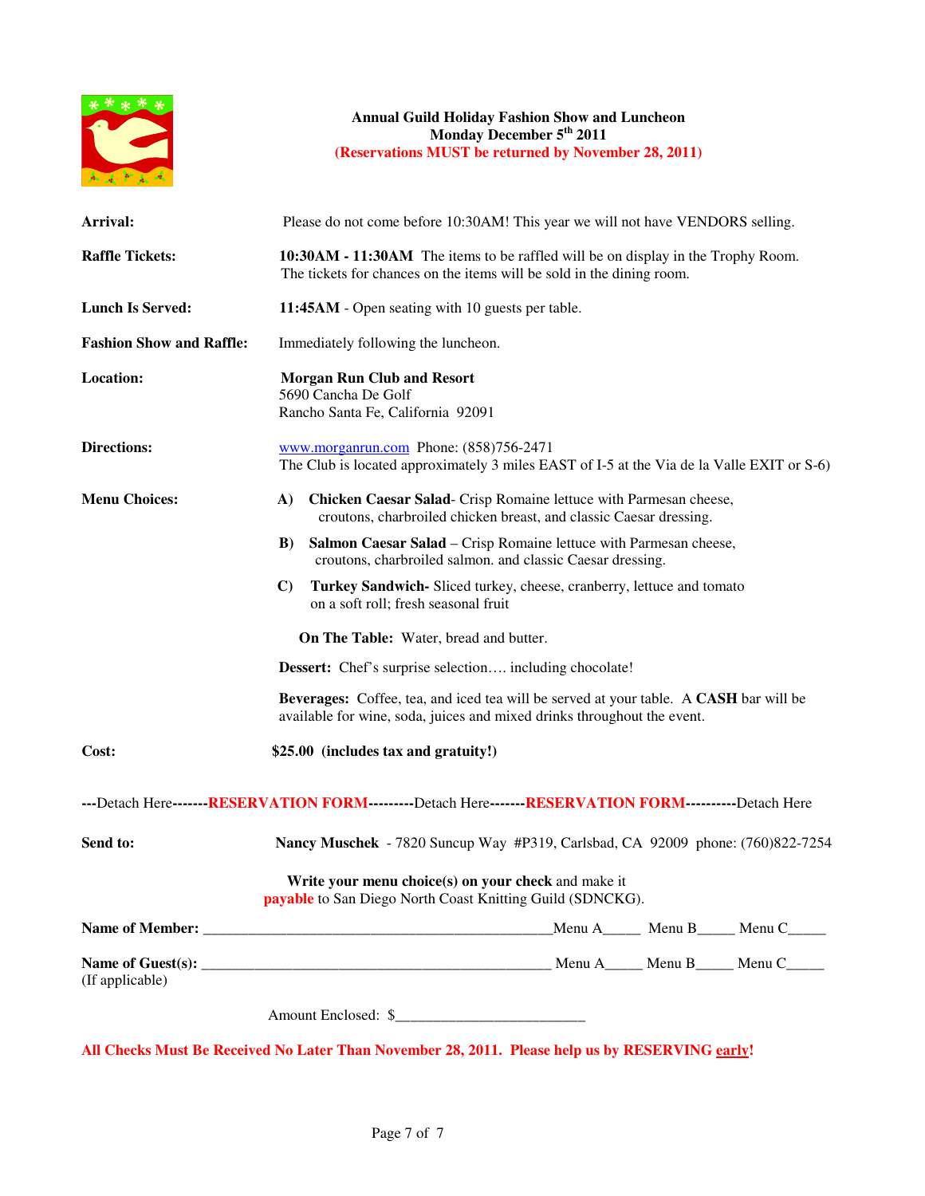**Annual Guild Holiday Fashion Show and Luncheon**
**Monday December 5th 2011**
**(Reservations MUST be returned by November 28, 2011)**

| | |
|---|---|
| **Arrival:** | Please do not come before 10:30AM! This year we will not have VENDORS selling. |
| **Raffle Tickets:** | **10:30AM - 11:30AM** The items to be raffled will be on display in the Trophy Room. The tickets for chances on the items will be sold in the dining room. |
| **Lunch Is Served:** | **11:45AM** - Open seating with 10 guests per table. |
| **Fashion Show and Raffle:** | Immediately following the luncheon. |
| **Location:** | **Morgan Run Club and Resort** 5690 Cancha De Golf Rancho Santa Fe, California 92091 |
| **Directions:** | www.morganrun.com Phone: (858)756-2471 The Club is located approximately 3 miles EAST of I-5 at the Via de la Valle EXIT or S-6) |

**Menu Choices:**

**A) Chicken Caesar Salad**- Crisp Romaine lettuce with Parmesan cheese, croutons, charbroiled chicken breast, and classic Caesar dressing.

**B) Salmon Caesar Salad** – Crisp Romaine lettuce with Parmesan cheese, croutons, charbroiled salmon. and classic Caesar dressing.

**C) Turkey Sandwich-** Sliced turkey, cheese, cranberry, lettuce and tomato on a soft roll; fresh seasonal fruit

**On The Table:** Water, bread and butter.

**Dessert:** Chef's surprise selection…. including chocolate!

**Beverages:** Coffee, tea, and iced tea will be served at your table. A **CASH** bar will be available for wine, soda, juices and mixed drinks throughout the event.

**Cost:** **$25.00 (includes tax and gratuity!)**

---Detach Here-------**RESERVATION FORM**---------Detach Here-------**RESERVATION FORM**----------Detach Here

**Send to:** **Nancy Muschek** - 7820 Suncup Way #P319, Carlsbad, CA 92009 phone: (760)822-7254

**Write your menu choice(s) on your check** and make it **payable** to San Diego North Coast Knitting Guild (SDNCKG).

**Name of Member:** ______________________________________________Menu A_____ Menu B_____ Menu C_____

**Name of Guest(s):** ______________________________________________ Menu A_____ Menu B_____ Menu C_____
(If applicable)

Amount Enclosed: $________________________

**All Checks Must Be Received No Later Than November 28, 2011. Please help us by RESERVING early!**